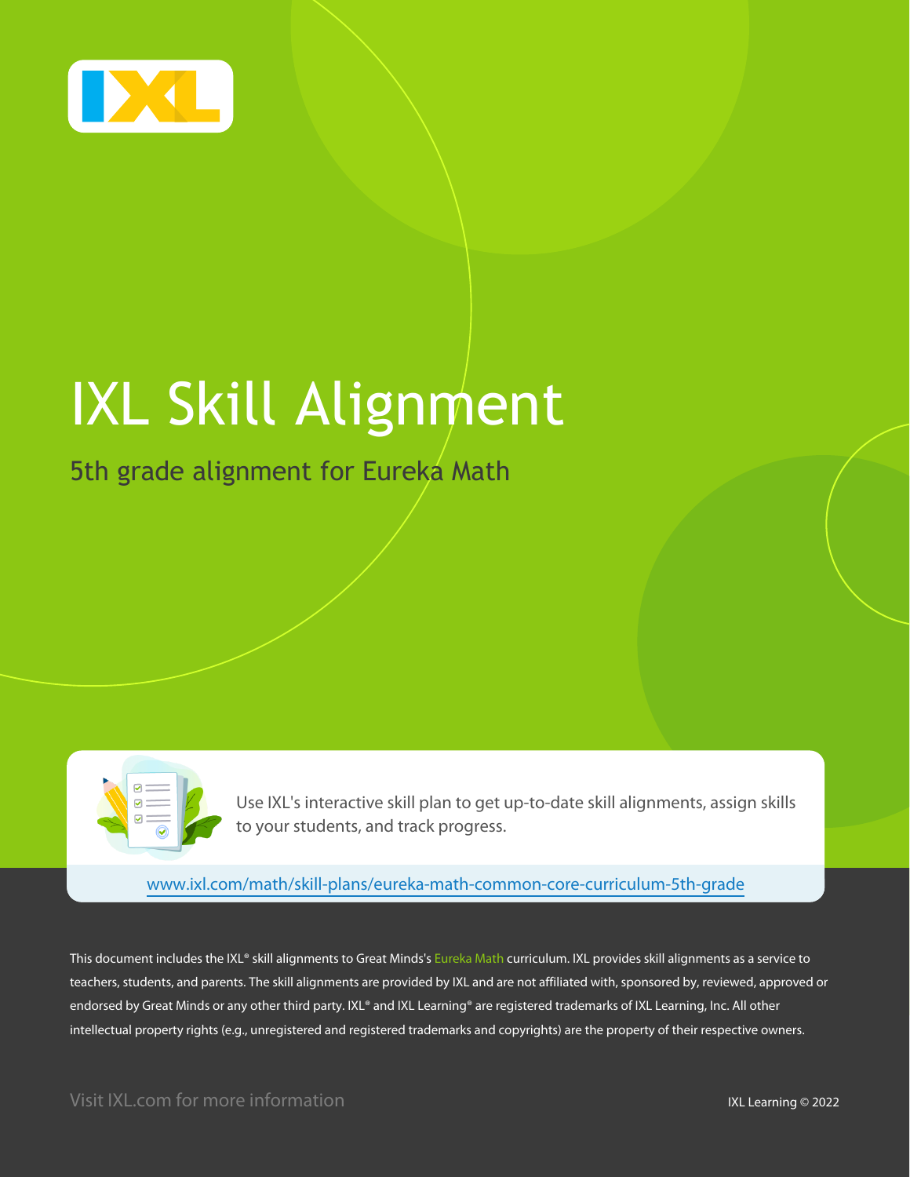# IXL Skill Alignment

## 5th grade alignment for Eureka Math

Use IXL's interactive skill plan to get up-to-date skill alignments, assign skills to your students, and track progress.

www.ixl.com/math/skill-plans/eureka-math-common-core-curriculum-5th-grade

This document includes the IXL® skill alignments to Great Minds's Eureka Math curriculum. IXL provides skill alignments as a service to teachers, students, and parents. The skill alignments are provided by IXL and are not affiliated with, sponsored by, reviewed, approved or endorsed by Great Minds or any other third party. IXL® and IXL Learning® are registered trademarks of IXL Learning, Inc. All other intellectual property rights (e.g., unregistered and registered trademarks and copyrights) are the property of their respective owners.

Visit IXL.com for more information

IXL Learning © 2022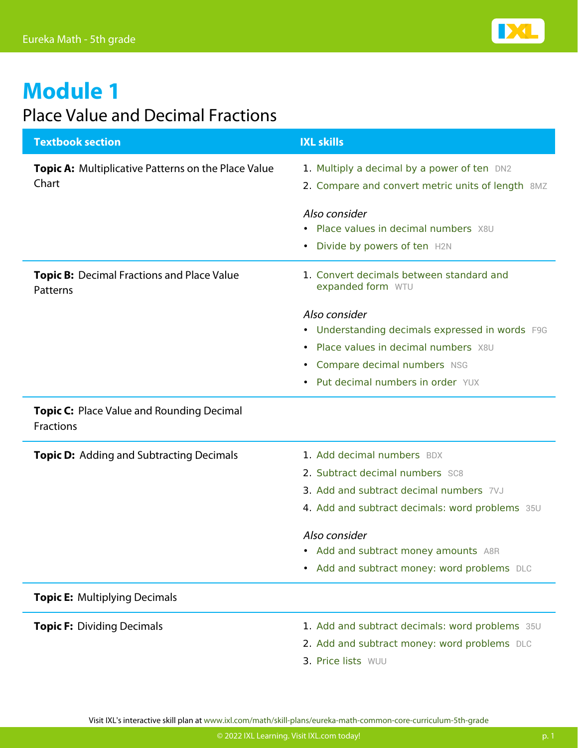# Module 1

## Place Value and Decimal Fractions

| Textbook section | IXL skills |
| --- | --- |
| **Topic A:** Multiplicative Patterns on the Place Value Chart | 1. Multiply a decimal by a power of ten DN2<br>2. Compare and convert metric units of length 8MZ<br><br>*Also consider*<br>• Place values in decimal numbers X8U<br>• Divide by powers of ten H2N |
| **Topic B:** Decimal Fractions and Place Value Patterns | 1. Convert decimals between standard and expanded form WTU<br><br>*Also consider*<br>• Understanding decimals expressed in words F9G<br>• Place values in decimal numbers X8U<br>• Compare decimal numbers NSG<br>• Put decimal numbers in order YUX |
| **Topic C:** Place Value and Rounding Decimal Fractions | |
| **Topic D:** Adding and Subtracting Decimals | 1. Add decimal numbers BDX<br>2. Subtract decimal numbers SC8<br>3. Add and subtract decimal numbers 7VJ<br>4. Add and subtract decimals: word problems 35U<br><br>*Also consider*<br>• Add and subtract money amounts A8R<br>• Add and subtract money: word problems DLC |
| **Topic E:** Multiplying Decimals | |
| **Topic F:** Dividing Decimals | 1. Add and subtract decimals: word problems 35U<br>2. Add and subtract money: word problems DLC<br>3. Price lists WUU |

Visit IXL's interactive skill plan at www.ixl.com/math/skill-plans/eureka-math-common-core-curriculum-5th-grade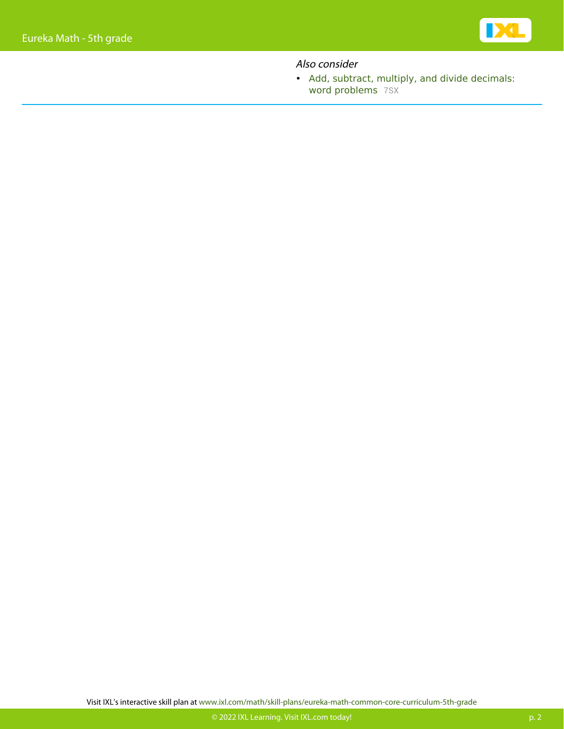*Also consider*

- Add, subtract, multiply, and divide decimals: word problems 7SX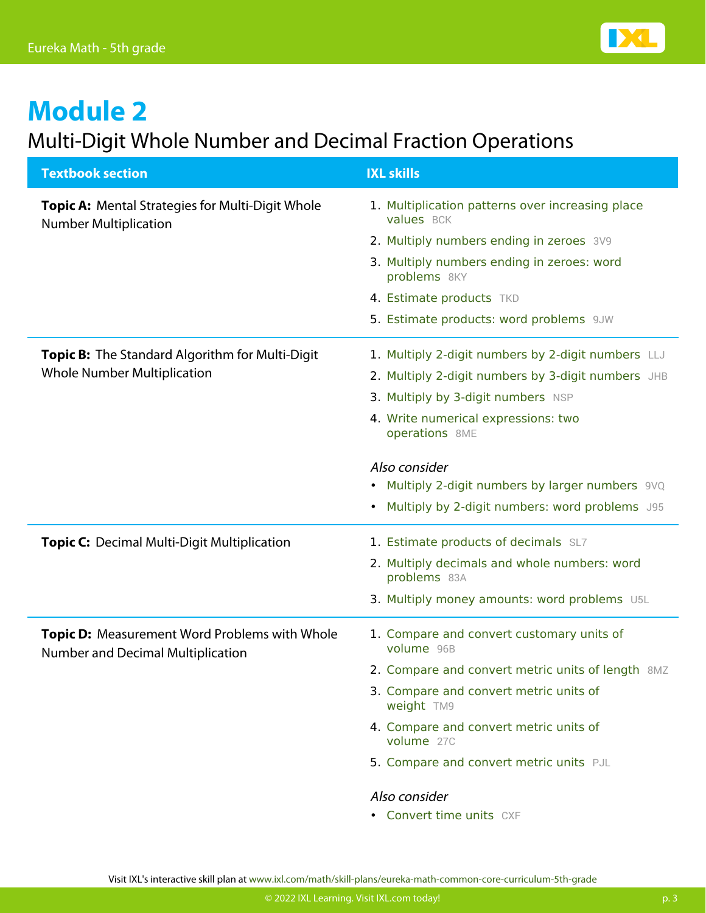# Module 2

## Multi-Digit Whole Number and Decimal Fraction Operations

| Textbook section | IXL skills |
|---|---|
| **Topic A:** Mental Strategies for Multi-Digit Whole Number Multiplication | 1. Multiplication patterns over increasing place values BCK<br>2. Multiply numbers ending in zeroes 3V9<br>3. Multiply numbers ending in zeroes: word problems 8KY<br>4. Estimate products TKD<br>5. Estimate products: word problems 9JW |
| **Topic B:** The Standard Algorithm for Multi-Digit Whole Number Multiplication | 1. Multiply 2-digit numbers by 2-digit numbers LLJ<br>2. Multiply 2-digit numbers by 3-digit numbers JHB<br>3. Multiply by 3-digit numbers NSP<br>4. Write numerical expressions: two operations 8ME<br><br>*Also consider*<br>• Multiply 2-digit numbers by larger numbers 9VQ<br>• Multiply by 2-digit numbers: word problems J95 |
| **Topic C:** Decimal Multi-Digit Multiplication | 1. Estimate products of decimals SL7<br>2. Multiply decimals and whole numbers: word problems 83A<br>3. Multiply money amounts: word problems U5L |
| **Topic D:** Measurement Word Problems with Whole Number and Decimal Multiplication | 1. Compare and convert customary units of volume 96B<br>2. Compare and convert metric units of length 8MZ<br>3. Compare and convert metric units of weight TM9<br>4. Compare and convert metric units of volume 27C<br>5. Compare and convert metric units PJL<br><br>*Also consider*<br>• Convert time units CXF |

Visit IXL's interactive skill plan at www.ixl.com/math/skill-plans/eureka-math-common-core-curriculum-5th-grade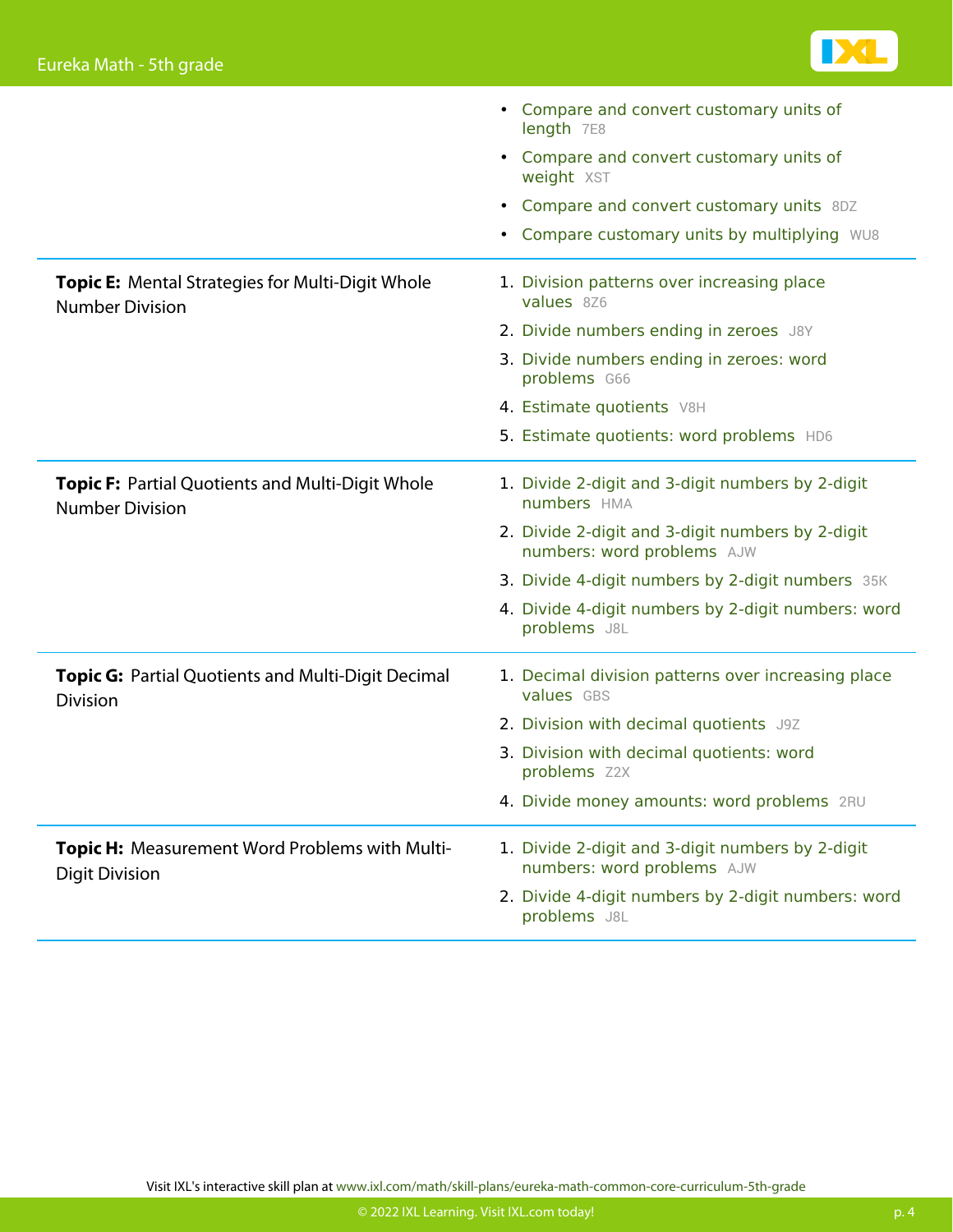| Topic | Skills |
| --- | --- |
| | • Compare and convert customary units of length 7E8<br>• Compare and convert customary units of weight XST<br>• Compare and convert customary units 8DZ<br>• Compare customary units by multiplying WU8 |
| **Topic E:** Mental Strategies for Multi-Digit Whole Number Division | 1. Division patterns over increasing place values 8Z6<br>2. Divide numbers ending in zeroes J8Y<br>3. Divide numbers ending in zeroes: word problems G66<br>4. Estimate quotients V8H<br>5. Estimate quotients: word problems HD6 |
| **Topic F:** Partial Quotients and Multi-Digit Whole Number Division | 1. Divide 2-digit and 3-digit numbers by 2-digit numbers HMA<br>2. Divide 2-digit and 3-digit numbers by 2-digit numbers: word problems AJW<br>3. Divide 4-digit numbers by 2-digit numbers 35K<br>4. Divide 4-digit numbers by 2-digit numbers: word problems J8L |
| **Topic G:** Partial Quotients and Multi-Digit Decimal Division | 1. Decimal division patterns over increasing place values GBS<br>2. Division with decimal quotients J9Z<br>3. Division with decimal quotients: word problems Z2X<br>4. Divide money amounts: word problems 2RU |
| **Topic H:** Measurement Word Problems with Multi-Digit Division | 1. Divide 2-digit and 3-digit numbers by 2-digit numbers: word problems AJW<br>2. Divide 4-digit numbers by 2-digit numbers: word problems J8L |

Visit IXL's interactive skill plan at www.ixl.com/math/skill-plans/eureka-math-common-core-curriculum-5th-grade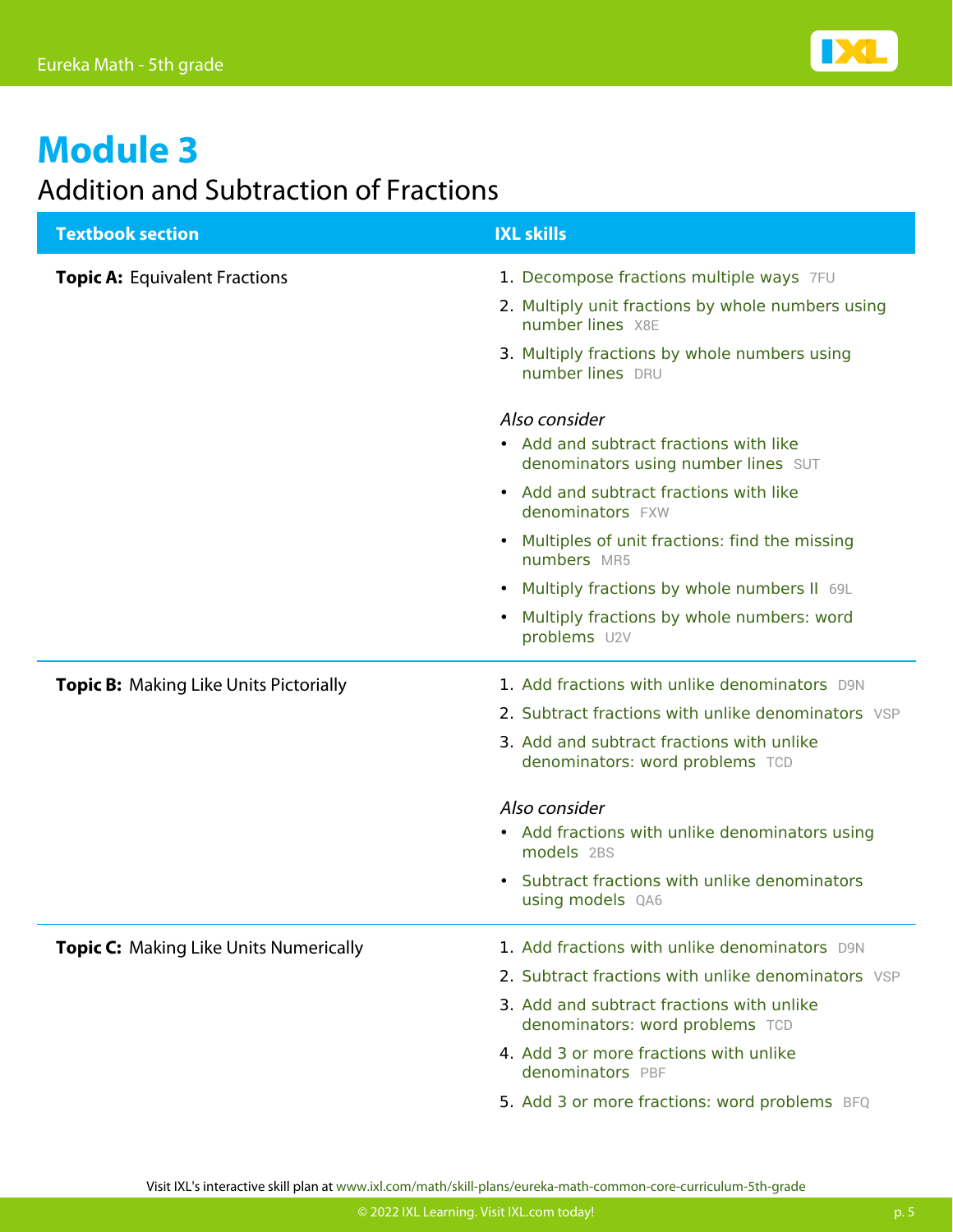# Module 3

## Addition and Subtraction of Fractions

| Textbook section | IXL skills |
| --- | --- |
| **Topic A:** Equivalent Fractions | 1. Decompose fractions multiple ways 7FU<br>2. Multiply unit fractions by whole numbers using number lines X8E<br>3. Multiply fractions by whole numbers using number lines DRU<br><br>*Also consider*<br>• Add and subtract fractions with like denominators using number lines SUT<br>• Add and subtract fractions with like denominators FXW<br>• Multiples of unit fractions: find the missing numbers MR5<br>• Multiply fractions by whole numbers II 69L<br>• Multiply fractions by whole numbers: word problems U2V |
| **Topic B:** Making Like Units Pictorially | 1. Add fractions with unlike denominators D9N<br>2. Subtract fractions with unlike denominators VSP<br>3. Add and subtract fractions with unlike denominators: word problems TCD<br><br>*Also consider*<br>• Add fractions with unlike denominators using models 2BS<br>• Subtract fractions with unlike denominators using models QA6 |
| **Topic C:** Making Like Units Numerically | 1. Add fractions with unlike denominators D9N<br>2. Subtract fractions with unlike denominators VSP<br>3. Add and subtract fractions with unlike denominators: word problems TCD<br>4. Add 3 or more fractions with unlike denominators PBF<br>5. Add 3 or more fractions: word problems BFQ |

Visit IXL's interactive skill plan at www.ixl.com/math/skill-plans/eureka-math-common-core-curriculum-5th-grade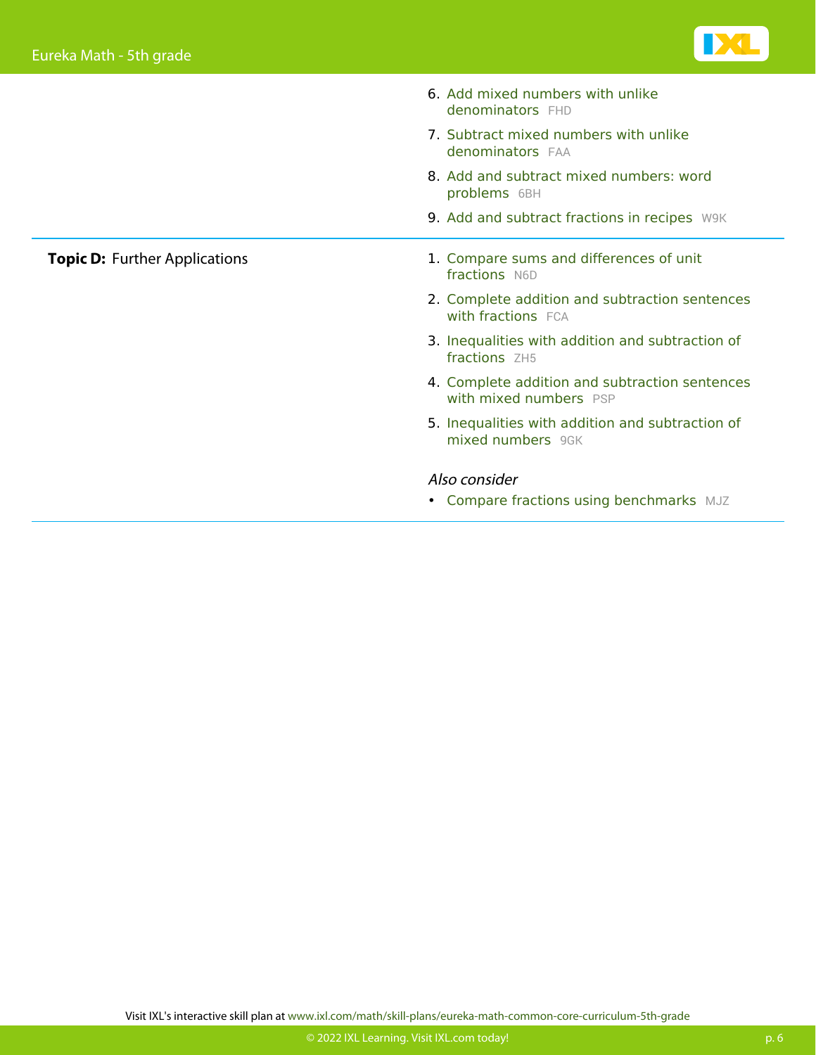6. Add mixed numbers with unlike denominators FHD
7. Subtract mixed numbers with unlike denominators FAA
8. Add and subtract mixed numbers: word problems 6BH
9. Add and subtract fractions in recipes W9K

**Topic D:** Further Applications

1. Compare sums and differences of unit fractions N6D
2. Complete addition and subtraction sentences with fractions FCA
3. Inequalities with addition and subtraction of fractions ZH5
4. Complete addition and subtraction sentences with mixed numbers PSP
5. Inequalities with addition and subtraction of mixed numbers 9GK

*Also consider*

- Compare fractions using benchmarks MJZ

Visit IXL's interactive skill plan at www.ixl.com/math/skill-plans/eureka-math-common-core-curriculum-5th-grade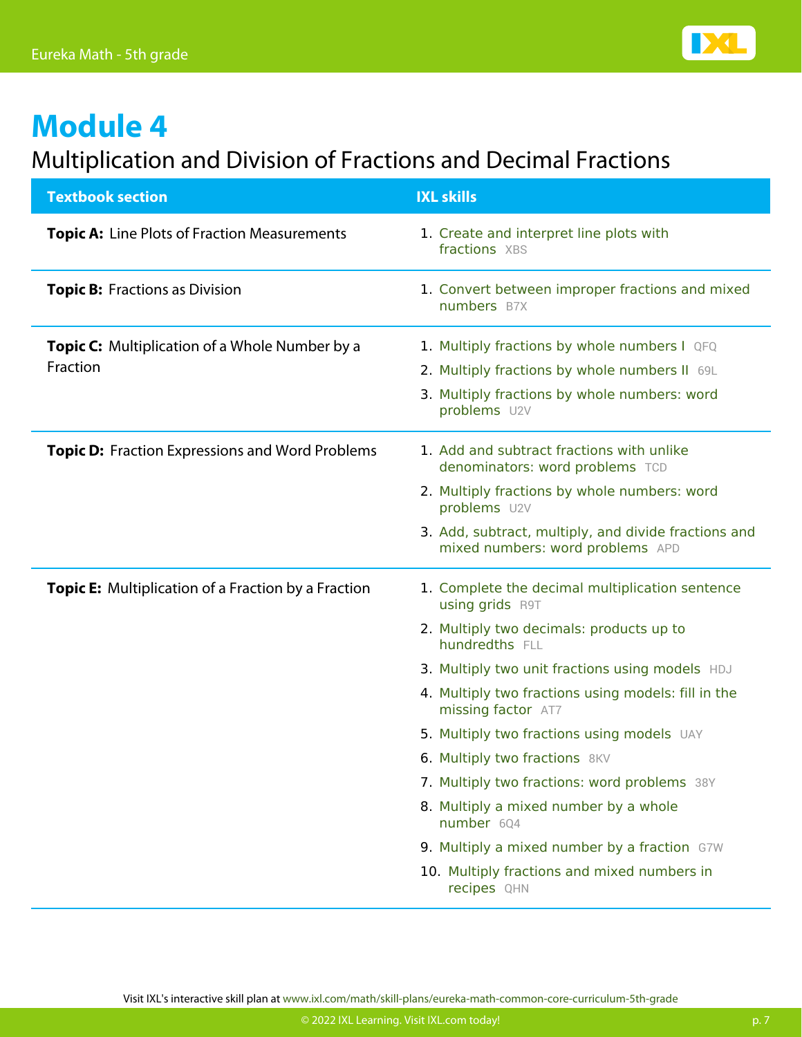# Module 4

## Multiplication and Division of Fractions and Decimal Fractions

| Textbook section | IXL skills |
|---|---|
| **Topic A:** Line Plots of Fraction Measurements | 1. Create and interpret line plots with fractions XBS |
| **Topic B:** Fractions as Division | 1. Convert between improper fractions and mixed numbers B7X |
| **Topic C:** Multiplication of a Whole Number by a Fraction | 1. Multiply fractions by whole numbers I QFQ<br>2. Multiply fractions by whole numbers II 69L<br>3. Multiply fractions by whole numbers: word problems U2V |
| **Topic D:** Fraction Expressions and Word Problems | 1. Add and subtract fractions with unlike denominators: word problems TCD<br>2. Multiply fractions by whole numbers: word problems U2V<br>3. Add, subtract, multiply, and divide fractions and mixed numbers: word problems APD |
| **Topic E:** Multiplication of a Fraction by a Fraction | 1. Complete the decimal multiplication sentence using grids R9T<br>2. Multiply two decimals: products up to hundredths FLL<br>3. Multiply two unit fractions using models HDJ<br>4. Multiply two fractions using models: fill in the missing factor AT7<br>5. Multiply two fractions using models UAY<br>6. Multiply two fractions 8KV<br>7. Multiply two fractions: word problems 38Y<br>8. Multiply a mixed number by a whole number 6Q4<br>9. Multiply a mixed number by a fraction G7W<br>10. Multiply fractions and mixed numbers in recipes QHN |

Visit IXL's interactive skill plan at www.ixl.com/math/skill-plans/eureka-math-common-core-curriculum-5th-grade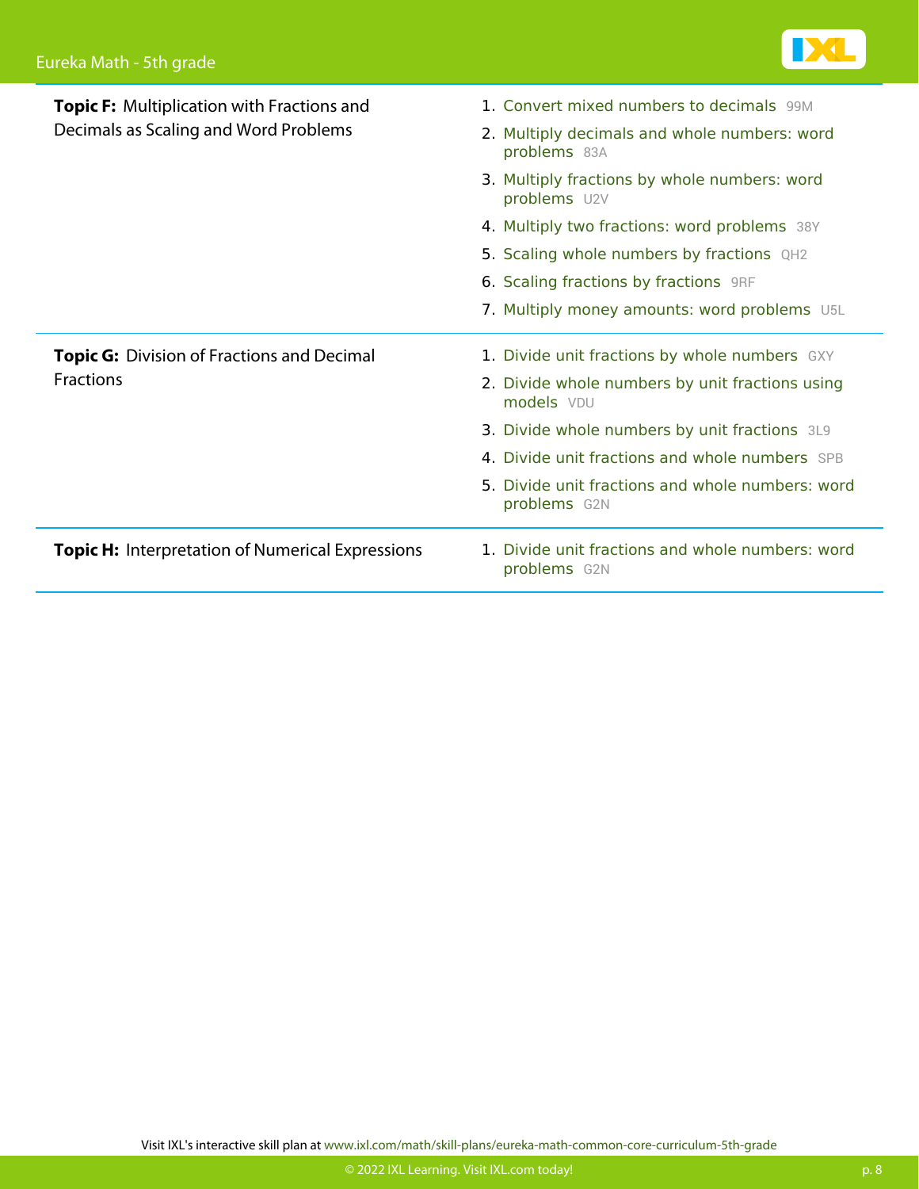| Topic | Skills |
| --- | --- |
| **Topic F:** Multiplication with Fractions and Decimals as Scaling and Word Problems | 1. Convert mixed numbers to decimals 99M<br>2. Multiply decimals and whole numbers: word problems 83A<br>3. Multiply fractions by whole numbers: word problems U2V<br>4. Multiply two fractions: word problems 38Y<br>5. Scaling whole numbers by fractions QH2<br>6. Scaling fractions by fractions 9RF<br>7. Multiply money amounts: word problems U5L |
| **Topic G:** Division of Fractions and Decimal Fractions | 1. Divide unit fractions by whole numbers GXY<br>2. Divide whole numbers by unit fractions using models VDU<br>3. Divide whole numbers by unit fractions 3L9<br>4. Divide unit fractions and whole numbers SPB<br>5. Divide unit fractions and whole numbers: word problems G2N |
| **Topic H:** Interpretation of Numerical Expressions | 1. Divide unit fractions and whole numbers: word problems G2N |

Visit IXL's interactive skill plan at www.ixl.com/math/skill-plans/eureka-math-common-core-curriculum-5th-grade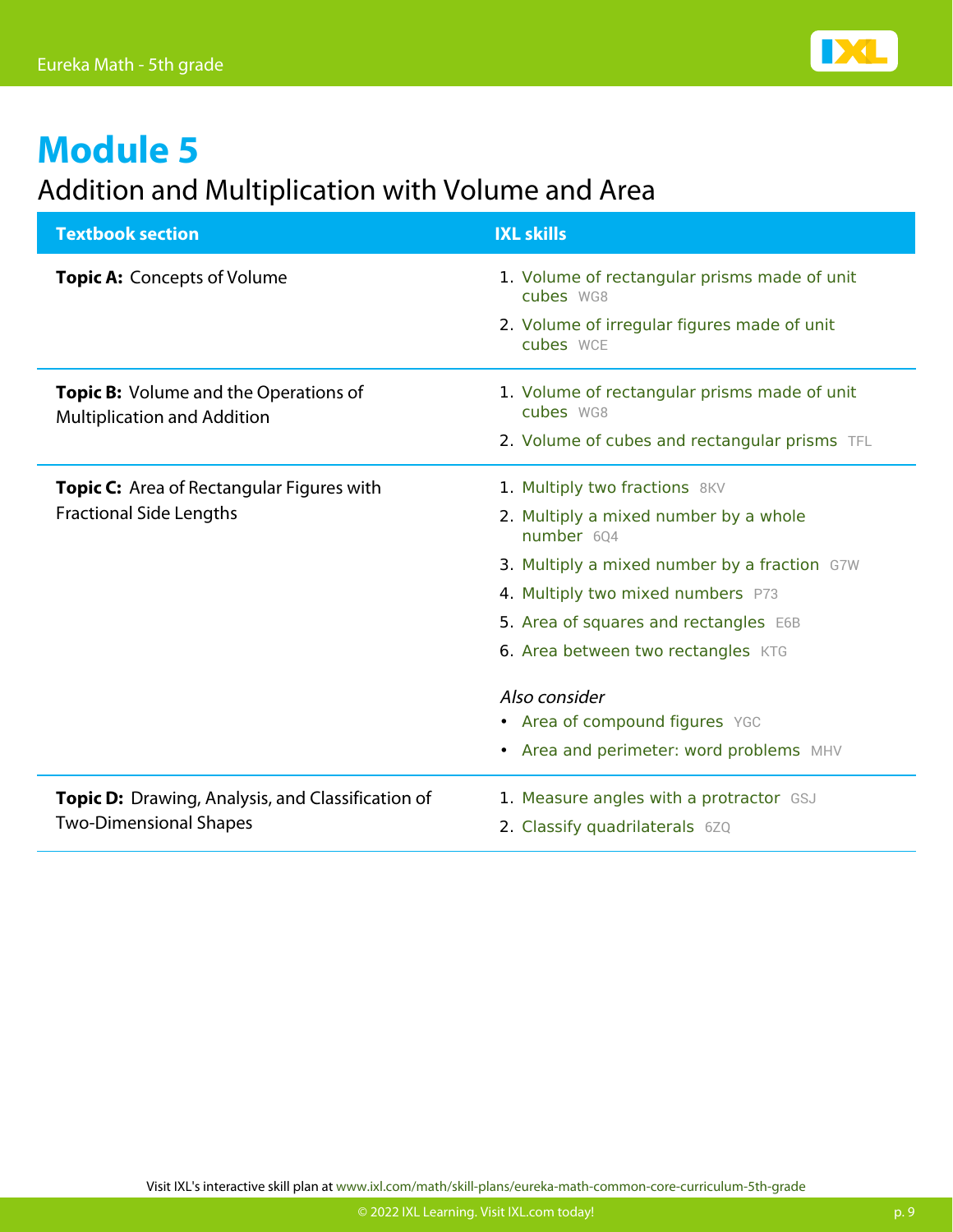# Module 5

## Addition and Multiplication with Volume and Area

| Textbook section | IXL skills |
|---|---|
| **Topic A:** Concepts of Volume | 1. Volume of rectangular prisms made of unit cubes WG8<br>2. Volume of irregular figures made of unit cubes WCE |
| **Topic B:** Volume and the Operations of Multiplication and Addition | 1. Volume of rectangular prisms made of unit cubes WG8<br>2. Volume of cubes and rectangular prisms TFL |
| **Topic C:** Area of Rectangular Figures with Fractional Side Lengths | 1. Multiply two fractions 8KV<br>2. Multiply a mixed number by a whole number 6Q4<br>3. Multiply a mixed number by a fraction G7W<br>4. Multiply two mixed numbers P73<br>5. Area of squares and rectangles E6B<br>6. Area between two rectangles KTG<br><br>*Also consider*<br>• Area of compound figures YGC<br>• Area and perimeter: word problems MHV |
| **Topic D:** Drawing, Analysis, and Classification of Two-Dimensional Shapes | 1. Measure angles with a protractor GSJ<br>2. Classify quadrilaterals 6ZQ |

Visit IXL's interactive skill plan at www.ixl.com/math/skill-plans/eureka-math-common-core-curriculum-5th-grade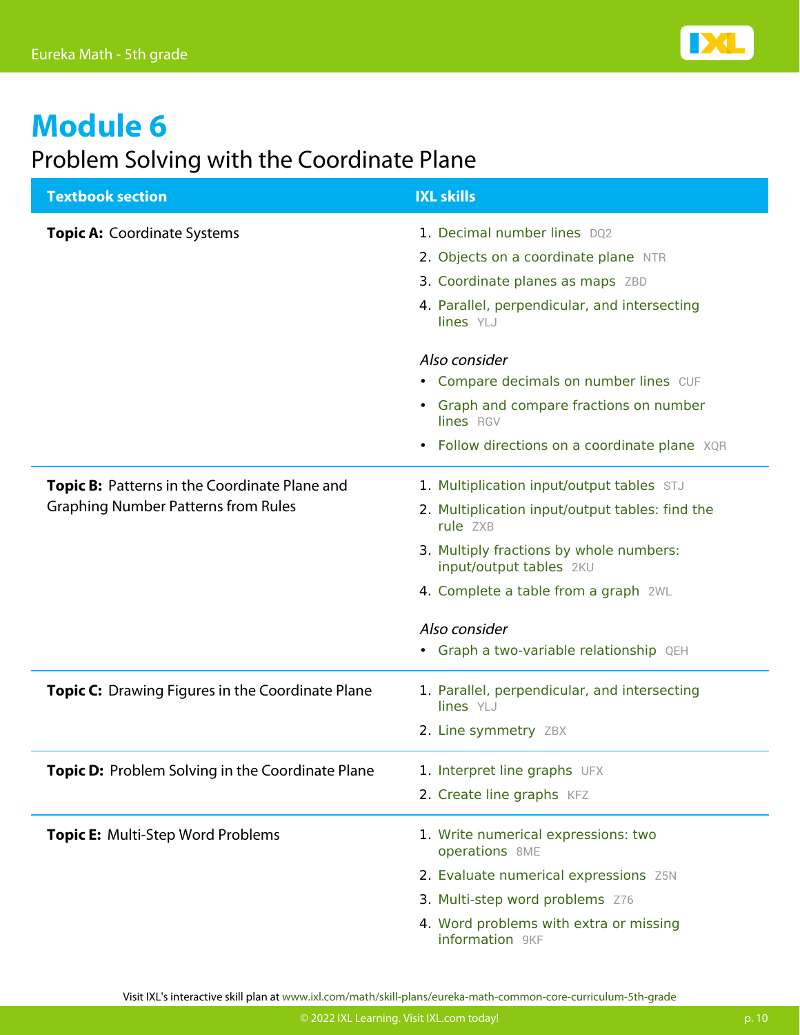# Module 6

## Problem Solving with the Coordinate Plane

| Textbook section | IXL skills |
| --- | --- |
| **Topic A:** Coordinate Systems | 1. Decimal number lines DQ2<br>2. Objects on a coordinate plane NTR<br>3. Coordinate planes as maps ZBD<br>4. Parallel, perpendicular, and intersecting lines YLJ<br><br>*Also consider*<br>• Compare decimals on number lines CUF<br>• Graph and compare fractions on number lines RGV<br>• Follow directions on a coordinate plane XQR |
| **Topic B:** Patterns in the Coordinate Plane and Graphing Number Patterns from Rules | 1. Multiplication input/output tables STJ<br>2. Multiplication input/output tables: find the rule ZXB<br>3. Multiply fractions by whole numbers: input/output tables 2KU<br>4. Complete a table from a graph 2WL<br><br>*Also consider*<br>• Graph a two-variable relationship QEH |
| **Topic C:** Drawing Figures in the Coordinate Plane | 1. Parallel, perpendicular, and intersecting lines YLJ<br>2. Line symmetry ZBX |
| **Topic D:** Problem Solving in the Coordinate Plane | 1. Interpret line graphs UFX<br>2. Create line graphs KFZ |
| **Topic E:** Multi-Step Word Problems | 1. Write numerical expressions: two operations 8ME<br>2. Evaluate numerical expressions Z5N<br>3. Multi-step word problems Z76<br>4. Word problems with extra or missing information 9KF |

Visit IXL's interactive skill plan at www.ixl.com/math/skill-plans/eureka-math-common-core-curriculum-5th-grade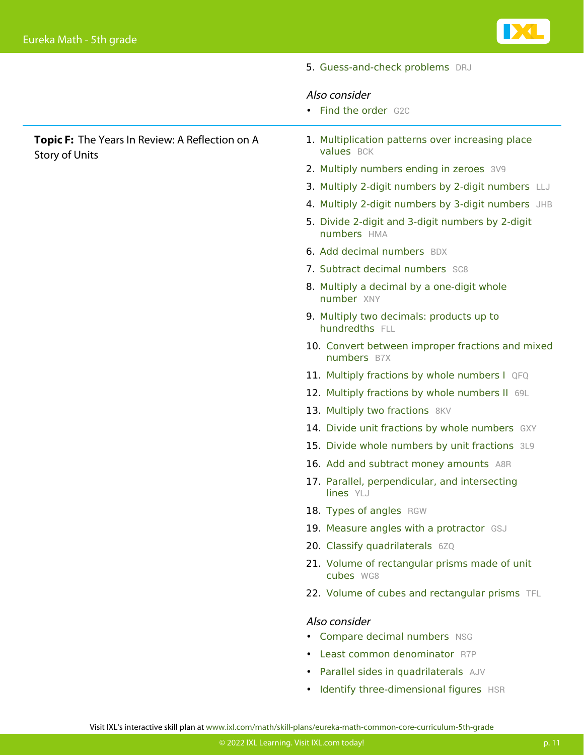5. Guess-and-check problems DRJ

*Also consider*

- Find the order G2C

---

**Topic F:** The Years In Review: A Reflection on A Story of Units

1. Multiplication patterns over increasing place values BCK
2. Multiply numbers ending in zeroes 3V9
3. Multiply 2-digit numbers by 2-digit numbers LLJ
4. Multiply 2-digit numbers by 3-digit numbers JHB
5. Divide 2-digit and 3-digit numbers by 2-digit numbers HMA
6. Add decimal numbers BDX
7. Subtract decimal numbers SC8
8. Multiply a decimal by a one-digit whole number XNY
9. Multiply two decimals: products up to hundredths FLL
10. Convert between improper fractions and mixed numbers B7X
11. Multiply fractions by whole numbers I QFQ
12. Multiply fractions by whole numbers II 69L
13. Multiply two fractions 8KV
14. Divide unit fractions by whole numbers GXY
15. Divide whole numbers by unit fractions 3L9
16. Add and subtract money amounts A8R
17. Parallel, perpendicular, and intersecting lines YLJ
18. Types of angles RGW
19. Measure angles with a protractor GSJ
20. Classify quadrilaterals 6ZQ
21. Volume of rectangular prisms made of unit cubes WG8
22. Volume of cubes and rectangular prisms TFL

*Also consider*

- Compare decimal numbers NSG
- Least common denominator R7P
- Parallel sides in quadrilaterals AJV
- Identify three-dimensional figures HSR

Visit IXL's interactive skill plan at www.ixl.com/math/skill-plans/eureka-math-common-core-curriculum-5th-grade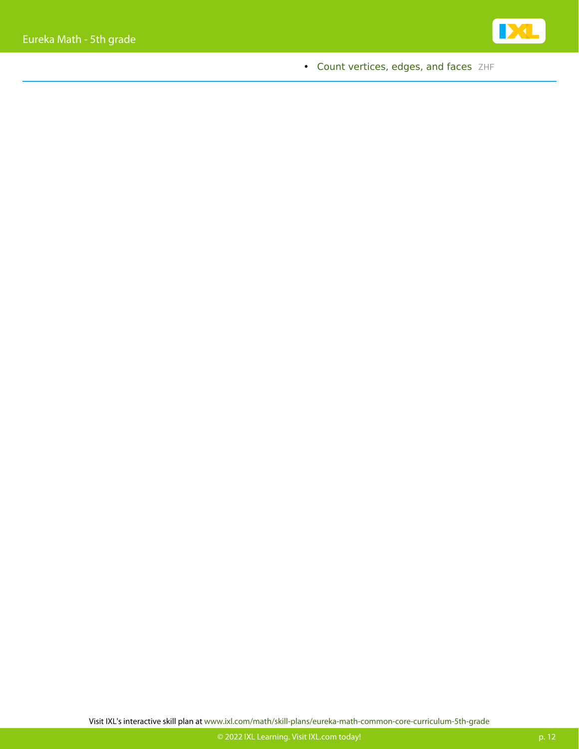- Count vertices, edges, and faces ZHF

Visit IXL's interactive skill plan at www.ixl.com/math/skill-plans/eureka-math-common-core-curriculum-5th-grade